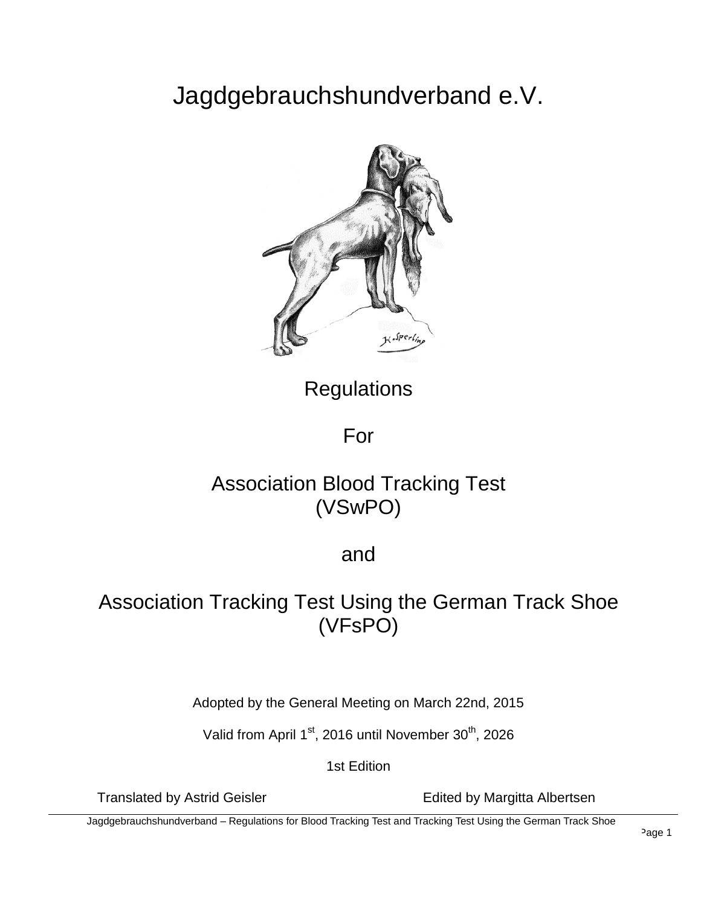# Jagdgebrauchshundverband e.V.

Regulations

For

Association Blood Tracking Test
(VSwPO)

and

Association Tracking Test Using the German Track Shoe
(VFsPO)

Adopted by the General Meeting on March 22nd, 2015

Valid from April 1st, 2016 until November 30th, 2026

1st Edition

Translated by Astrid Geisler

Edited by Margitta Albertsen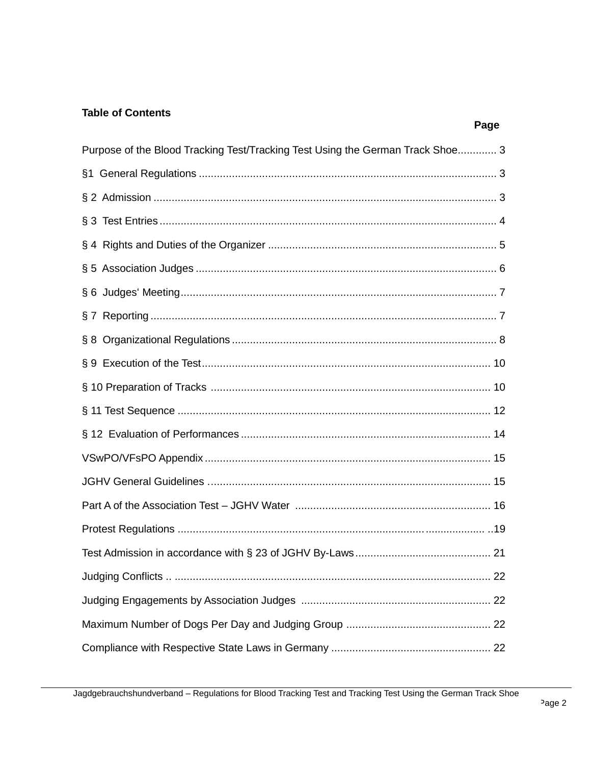**Table of Contents**

| | Page |
|---|---|
| Purpose of the Blood Tracking Test/Tracking Test Using the German Track Shoe | 3 |
| §1 General Regulations | 3 |
| § 2 Admission | 3 |
| § 3 Test Entries | 4 |
| § 4 Rights and Duties of the Organizer | 5 |
| § 5 Association Judges | 6 |
| § 6 Judges' Meeting | 7 |
| § 7 Reporting | 7 |
| § 8 Organizational Regulations | 8 |
| § 9 Execution of the Test | 10 |
| § 10 Preparation of Tracks | 10 |
| § 11 Test Sequence | 12 |
| § 12 Evaluation of Performances | 14 |
| VSwPO/VFsPO Appendix | 15 |
| JGHV General Guidelines | 15 |
| Part A of the Association Test – JGHV Water | 16 |
| Protest Regulations | 19 |
| Test Admission in accordance with § 23 of JGHV By-Laws | 21 |
| Judging Conflicts | 22 |
| Judging Engagements by Association Judges | 22 |
| Maximum Number of Dogs Per Day and Judging Group | 22 |
| Compliance with Respective State Laws in Germany | 22 |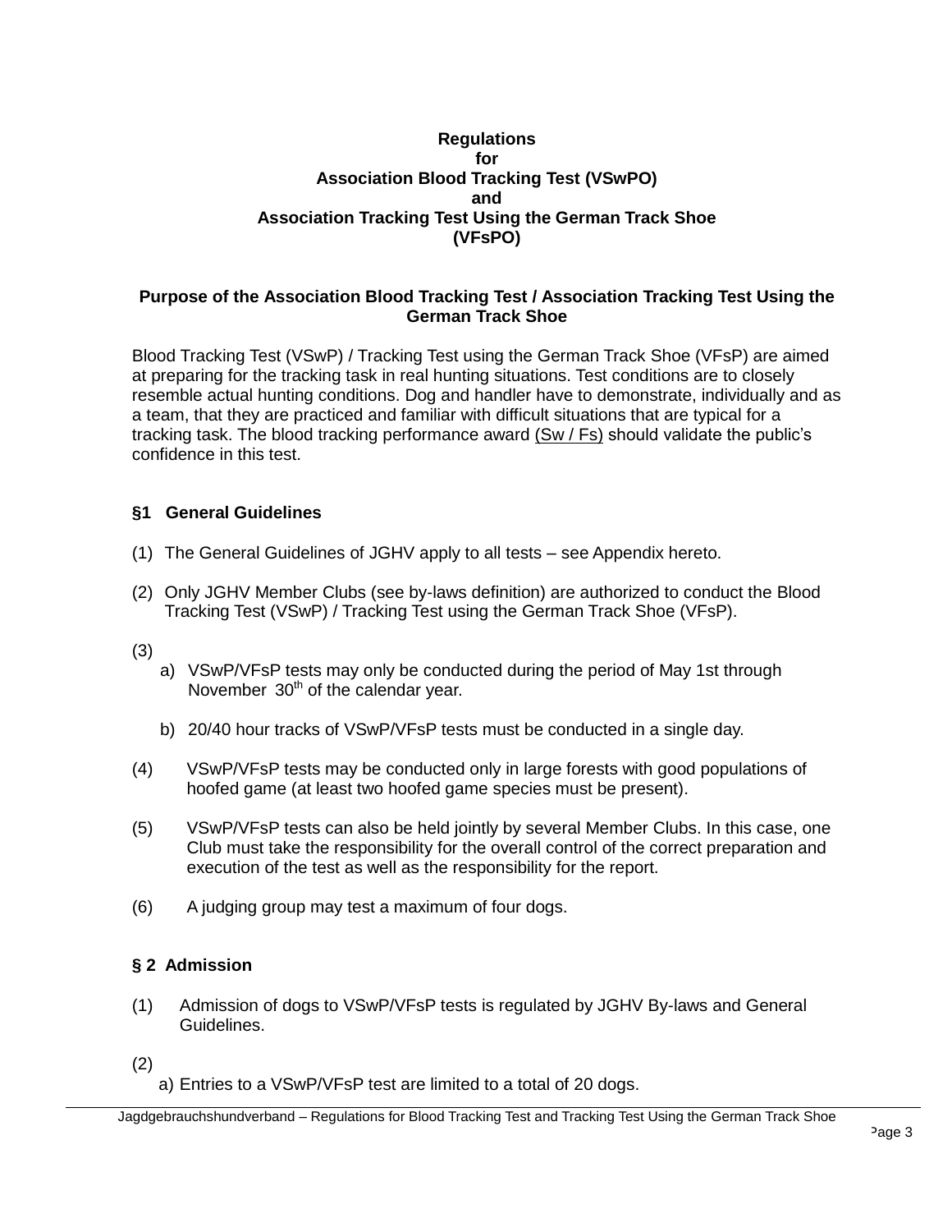**Regulations**
**for**
**Association Blood Tracking Test (VSwPO)**
**and**
**Association Tracking Test Using the German Track Shoe**
**(VFsPO)**

## Purpose of the Association Blood Tracking Test / Association Tracking Test Using the German Track Shoe

Blood Tracking Test (VSwP) / Tracking Test using the German Track Shoe (VFsP) are aimed at preparing for the tracking task in real hunting situations. Test conditions are to closely resemble actual hunting conditions. Dog and handler have to demonstrate, individually and as a team, that they are practiced and familiar with difficult situations that are typical for a tracking task. The blood tracking performance award (Sw / Fs) should validate the public's confidence in this test.

## §1 General Guidelines

(1) The General Guidelines of JGHV apply to all tests – see Appendix hereto.

(2) Only JGHV Member Clubs (see by-laws definition) are authorized to conduct the Blood Tracking Test (VSwP) / Tracking Test using the German Track Shoe (VFsP).

(3)
a) VSwP/VFsP tests may only be conducted during the period of May 1st through November 30th of the calendar year.

b) 20/40 hour tracks of VSwP/VFsP tests must be conducted in a single day.

(4) VSwP/VFsP tests may be conducted only in large forests with good populations of hoofed game (at least two hoofed game species must be present).

(5) VSwP/VFsP tests can also be held jointly by several Member Clubs. In this case, one Club must take the responsibility for the overall control of the correct preparation and execution of the test as well as the responsibility for the report.

(6) A judging group may test a maximum of four dogs.

## § 2 Admission

(1) Admission of dogs to VSwP/VFsP tests is regulated by JGHV By-laws and General Guidelines.

(2)
a) Entries to a VSwP/VFsP test are limited to a total of 20 dogs.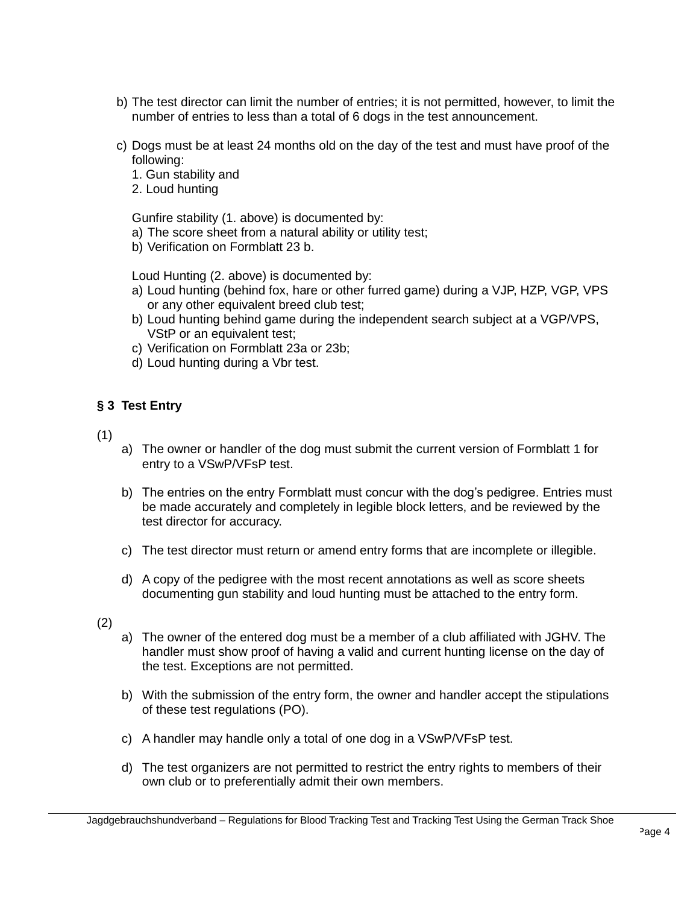b) The test director can limit the number of entries; it is not permitted, however, to limit the number of entries to less than a total of 6 dogs in the test announcement.

c) Dogs must be at least 24 months old on the day of the test and must have proof of the following:
   1. Gun stability and
   2. Loud hunting

   Gunfire stability (1. above) is documented by:
   a) The score sheet from a natural ability or utility test;
   b) Verification on Formblatt 23 b.

   Loud Hunting (2. above) is documented by:
   a) Loud hunting (behind fox, hare or other furred game) during a VJP, HZP, VGP, VPS or any other equivalent breed club test;
   b) Loud hunting behind game during the independent search subject at a VGP/VPS, VStP or an equivalent test;
   c) Verification on Formblatt 23a or 23b;
   d) Loud hunting during a Vbr test.

## § 3 Test Entry

(1)

a) The owner or handler of the dog must submit the current version of Formblatt 1 for entry to a VSwP/VFsP test.

b) The entries on the entry Formblatt must concur with the dog's pedigree. Entries must be made accurately and completely in legible block letters, and be reviewed by the test director for accuracy.

c) The test director must return or amend entry forms that are incomplete or illegible.

d) A copy of the pedigree with the most recent annotations as well as score sheets documenting gun stability and loud hunting must be attached to the entry form.

(2)

a) The owner of the entered dog must be a member of a club affiliated with JGHV. The handler must show proof of having a valid and current hunting license on the day of the test. Exceptions are not permitted.

b) With the submission of the entry form, the owner and handler accept the stipulations of these test regulations (PO).

c) A handler may handle only a total of one dog in a VSwP/VFsP test.

d) The test organizers are not permitted to restrict the entry rights to members of their own club or to preferentially admit their own members.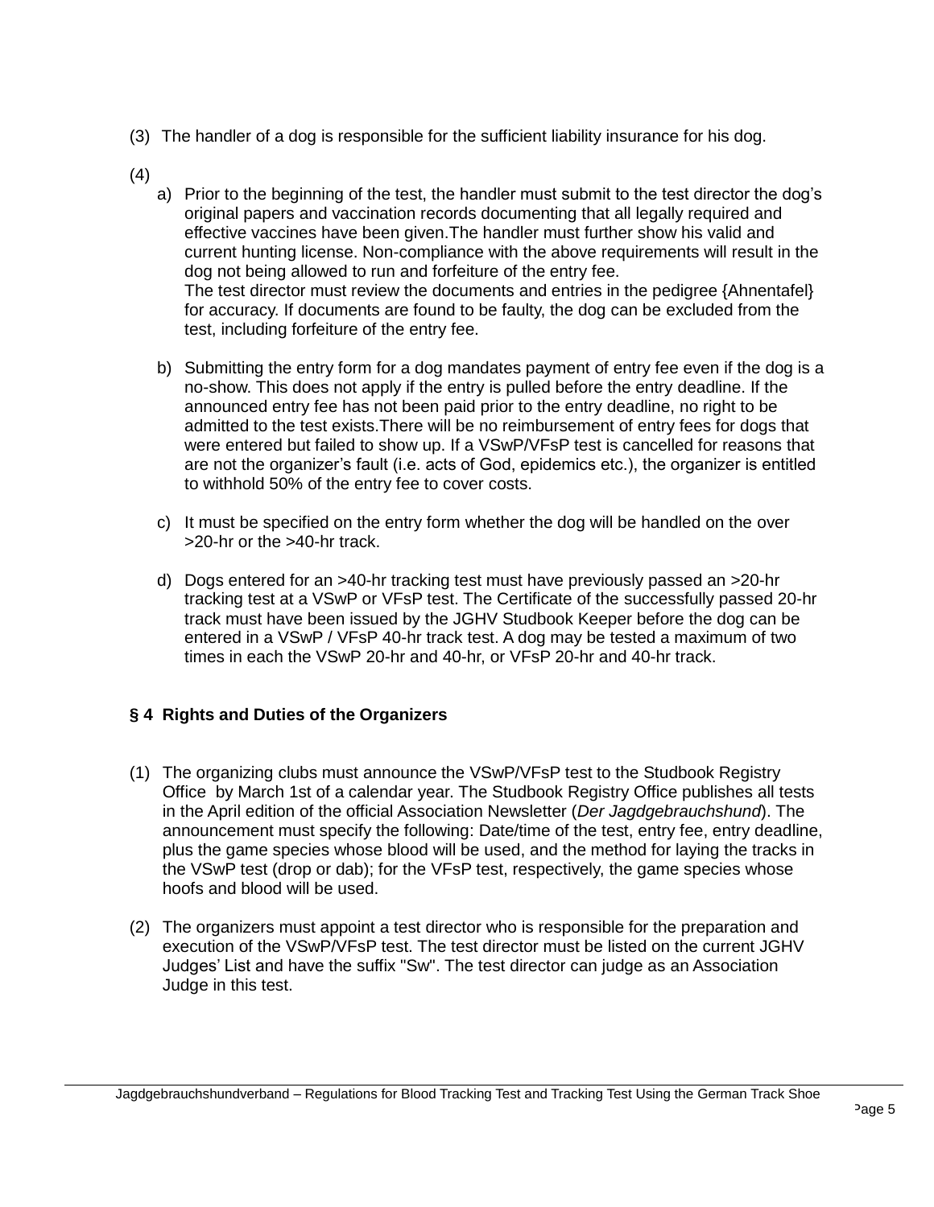(3) The handler of a dog is responsible for the sufficient liability insurance for his dog.

(4)

a) Prior to the beginning of the test, the handler must submit to the test director the dog's original papers and vaccination records documenting that all legally required and effective vaccines have been given.The handler must further show his valid and current hunting license. Non-compliance with the above requirements will result in the dog not being allowed to run and forfeiture of the entry fee.
The test director must review the documents and entries in the pedigree {Ahnentafel} for accuracy. If documents are found to be faulty, the dog can be excluded from the test, including forfeiture of the entry fee.

b) Submitting the entry form for a dog mandates payment of entry fee even if the dog is a no-show. This does not apply if the entry is pulled before the entry deadline. If the announced entry fee has not been paid prior to the entry deadline, no right to be admitted to the test exists.There will be no reimbursement of entry fees for dogs that were entered but failed to show up. If a VSwP/VFsP test is cancelled for reasons that are not the organizer's fault (i.e. acts of God, epidemics etc.), the organizer is entitled to withhold 50% of the entry fee to cover costs.

c) It must be specified on the entry form whether the dog will be handled on the over >20-hr or the >40-hr track.

d) Dogs entered for an >40-hr tracking test must have previously passed an >20-hr tracking test at a VSwP or VFsP test. The Certificate of the successfully passed 20-hr track must have been issued by the JGHV Studbook Keeper before the dog can be entered in a VSwP / VFsP 40-hr track test. A dog may be tested a maximum of two times in each the VSwP 20-hr and 40-hr, or VFsP 20-hr and 40-hr track.

## § 4 Rights and Duties of the Organizers

(1) The organizing clubs must announce the VSwP/VFsP test to the Studbook Registry Office by March 1st of a calendar year. The Studbook Registry Office publishes all tests in the April edition of the official Association Newsletter (*Der Jagdgebrauchshund*). The announcement must specify the following: Date/time of the test, entry fee, entry deadline, plus the game species whose blood will be used, and the method for laying the tracks in the VSwP test (drop or dab); for the VFsP test, respectively, the game species whose hoofs and blood will be used.

(2) The organizers must appoint a test director who is responsible for the preparation and execution of the VSwP/VFsP test. The test director must be listed on the current JGHV Judges' List and have the suffix "Sw". The test director can judge as an Association Judge in this test.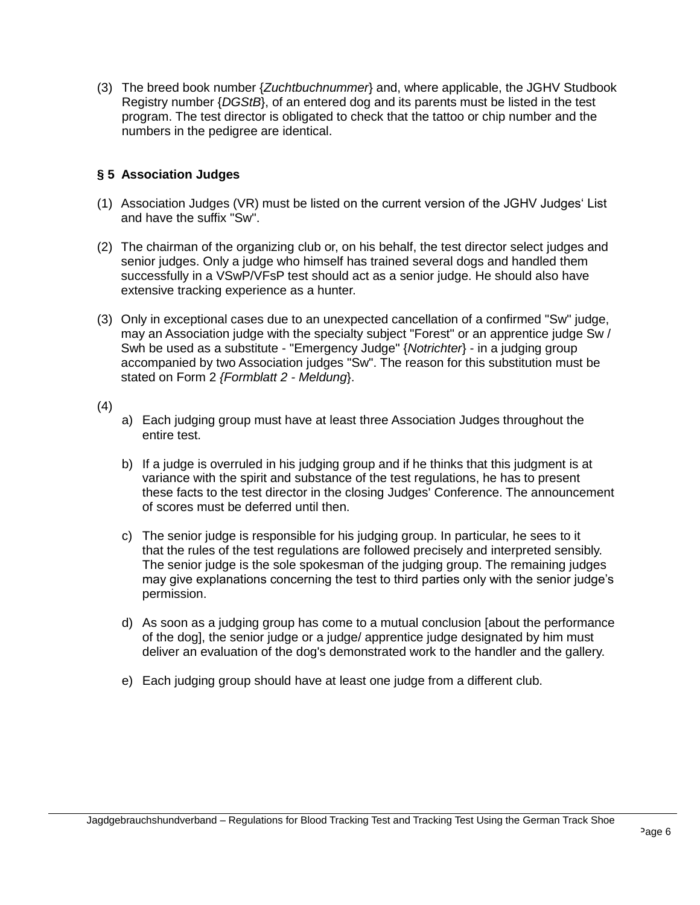(3) The breed book number {*Zuchtbuchnummer*} and, where applicable, the JGHV Studbook Registry number {*DGStB*}, of an entered dog and its parents must be listed in the test program. The test director is obligated to check that the tattoo or chip number and the numbers in the pedigree are identical.

### § 5 Association Judges

(1) Association Judges (VR) must be listed on the current version of the JGHV Judges' List and have the suffix "Sw".

(2) The chairman of the organizing club or, on his behalf, the test director select judges and senior judges. Only a judge who himself has trained several dogs and handled them successfully in a VSwP/VFsP test should act as a senior judge. He should also have extensive tracking experience as a hunter.

(3) Only in exceptional cases due to an unexpected cancellation of a confirmed "Sw" judge, may an Association judge with the specialty subject "Forest" or an apprentice judge Sw / Swh be used as a substitute - "Emergency Judge" {*Notrichter*} - in a judging group accompanied by two Association judges "Sw". The reason for this substitution must be stated on Form 2 *{Formblatt 2 - Meldung*}.

(4)

a) Each judging group must have at least three Association Judges throughout the entire test.

b) If a judge is overruled in his judging group and if he thinks that this judgment is at variance with the spirit and substance of the test regulations, he has to present these facts to the test director in the closing Judges' Conference. The announcement of scores must be deferred until then.

c) The senior judge is responsible for his judging group. In particular, he sees to it that the rules of the test regulations are followed precisely and interpreted sensibly. The senior judge is the sole spokesman of the judging group. The remaining judges may give explanations concerning the test to third parties only with the senior judge's permission.

d) As soon as a judging group has come to a mutual conclusion [about the performance of the dog], the senior judge or a judge/ apprentice judge designated by him must deliver an evaluation of the dog's demonstrated work to the handler and the gallery.

e) Each judging group should have at least one judge from a different club.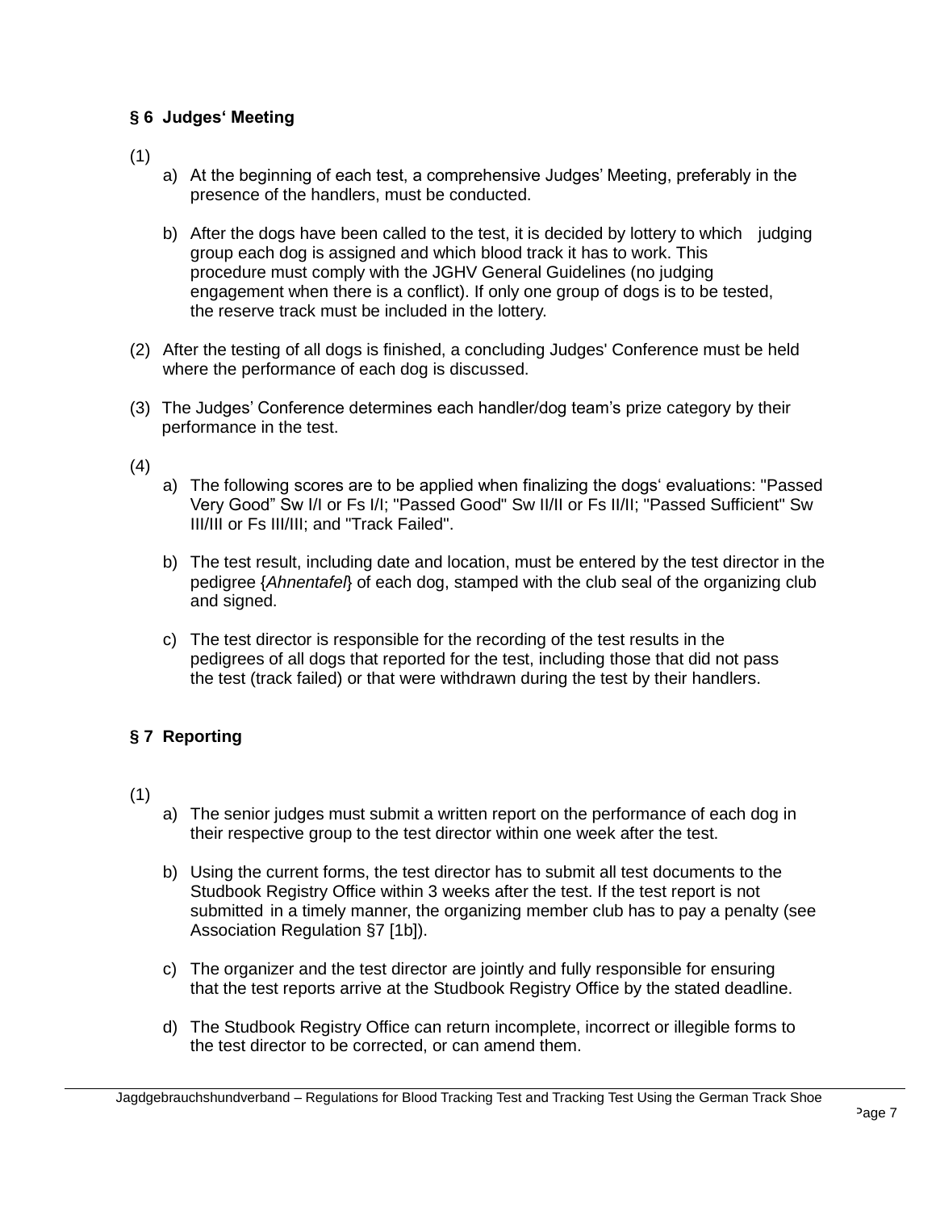## § 6 Judges' Meeting

(1)

a) At the beginning of each test, a comprehensive Judges' Meeting, preferably in the presence of the handlers, must be conducted.

b) After the dogs have been called to the test, it is decided by lottery to which judging group each dog is assigned and which blood track it has to work. This procedure must comply with the JGHV General Guidelines (no judging engagement when there is a conflict). If only one group of dogs is to be tested, the reserve track must be included in the lottery.

(2) After the testing of all dogs is finished, a concluding Judges' Conference must be held where the performance of each dog is discussed.

(3) The Judges' Conference determines each handler/dog team's prize category by their performance in the test.

(4)

a) The following scores are to be applied when finalizing the dogs' evaluations: "Passed Very Good" Sw I/I or Fs I/I; "Passed Good" Sw II/II or Fs II/II; "Passed Sufficient" Sw III/III or Fs III/III; and "Track Failed".

b) The test result, including date and location, must be entered by the test director in the pedigree {*Ahnentafel*} of each dog, stamped with the club seal of the organizing club and signed.

c) The test director is responsible for the recording of the test results in the pedigrees of all dogs that reported for the test, including those that did not pass the test (track failed) or that were withdrawn during the test by their handlers.

## § 7 Reporting

(1)

a) The senior judges must submit a written report on the performance of each dog in their respective group to the test director within one week after the test.

b) Using the current forms, the test director has to submit all test documents to the Studbook Registry Office within 3 weeks after the test. If the test report is not submitted in a timely manner, the organizing member club has to pay a penalty (see Association Regulation §7 [1b]).

c) The organizer and the test director are jointly and fully responsible for ensuring that the test reports arrive at the Studbook Registry Office by the stated deadline.

d) The Studbook Registry Office can return incomplete, incorrect or illegible forms to the test director to be corrected, or can amend them.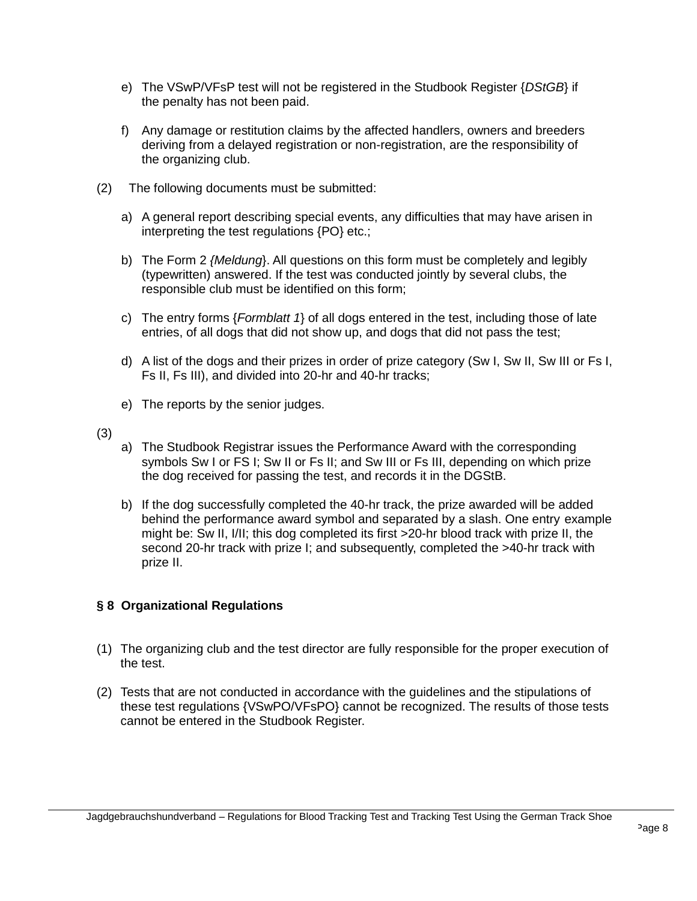e) The VSwP/VFsP test will not be registered in the Studbook Register {*DStGB*} if the penalty has not been paid.

f) Any damage or restitution claims by the affected handlers, owners and breeders deriving from a delayed registration or non-registration, are the responsibility of the organizing club.

(2) The following documents must be submitted:

a) A general report describing special events, any difficulties that may have arisen in interpreting the test regulations {PO} etc.;

b) The Form 2 *{Meldung*}. All questions on this form must be completely and legibly (typewritten) answered. If the test was conducted jointly by several clubs, the responsible club must be identified on this form;

c) The entry forms {*Formblatt 1*} of all dogs entered in the test, including those of late entries, of all dogs that did not show up, and dogs that did not pass the test;

d) A list of the dogs and their prizes in order of prize category (Sw I, Sw II, Sw III or Fs I, Fs II, Fs III), and divided into 20-hr and 40-hr tracks;

e) The reports by the senior judges.

(3)

a) The Studbook Registrar issues the Performance Award with the corresponding symbols Sw I or FS I; Sw II or Fs II; and Sw III or Fs III, depending on which prize the dog received for passing the test, and records it in the DGStB.

b) If the dog successfully completed the 40-hr track, the prize awarded will be added behind the performance award symbol and separated by a slash. One entry example might be: Sw II, I/II; this dog completed its first >20-hr blood track with prize II, the second 20-hr track with prize I; and subsequently, completed the >40-hr track with prize II.

## § 8 Organizational Regulations

(1) The organizing club and the test director are fully responsible for the proper execution of the test.

(2) Tests that are not conducted in accordance with the guidelines and the stipulations of these test regulations {VSwPO/VFsPO} cannot be recognized. The results of those tests cannot be entered in the Studbook Register.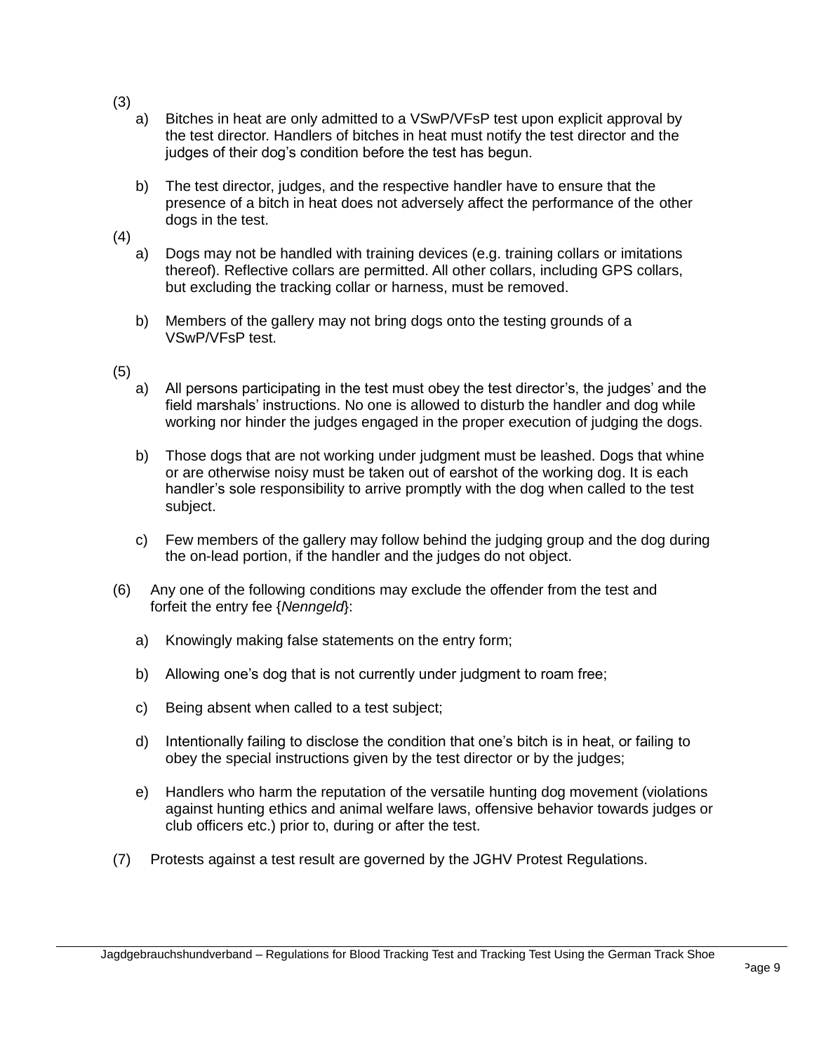(3)

a) Bitches in heat are only admitted to a VSwP/VFsP test upon explicit approval by the test director. Handlers of bitches in heat must notify the test director and the judges of their dog's condition before the test has begun.

b) The test director, judges, and the respective handler have to ensure that the presence of a bitch in heat does not adversely affect the performance of the other dogs in the test.

(4)

a) Dogs may not be handled with training devices (e.g. training collars or imitations thereof). Reflective collars are permitted. All other collars, including GPS collars, but excluding the tracking collar or harness, must be removed.

b) Members of the gallery may not bring dogs onto the testing grounds of a VSwP/VFsP test.

(5)

a) All persons participating in the test must obey the test director's, the judges' and the field marshals' instructions. No one is allowed to disturb the handler and dog while working nor hinder the judges engaged in the proper execution of judging the dogs.

b) Those dogs that are not working under judgment must be leashed. Dogs that whine or are otherwise noisy must be taken out of earshot of the working dog. It is each handler's sole responsibility to arrive promptly with the dog when called to the test subject.

c) Few members of the gallery may follow behind the judging group and the dog during the on-lead portion, if the handler and the judges do not object.

(6) Any one of the following conditions may exclude the offender from the test and forfeit the entry fee {*Nenngeld*}:

a) Knowingly making false statements on the entry form;

b) Allowing one's dog that is not currently under judgment to roam free;

c) Being absent when called to a test subject;

d) Intentionally failing to disclose the condition that one's bitch is in heat, or failing to obey the special instructions given by the test director or by the judges;

e) Handlers who harm the reputation of the versatile hunting dog movement (violations against hunting ethics and animal welfare laws, offensive behavior towards judges or club officers etc.) prior to, during or after the test.

(7) Protests against a test result are governed by the JGHV Protest Regulations.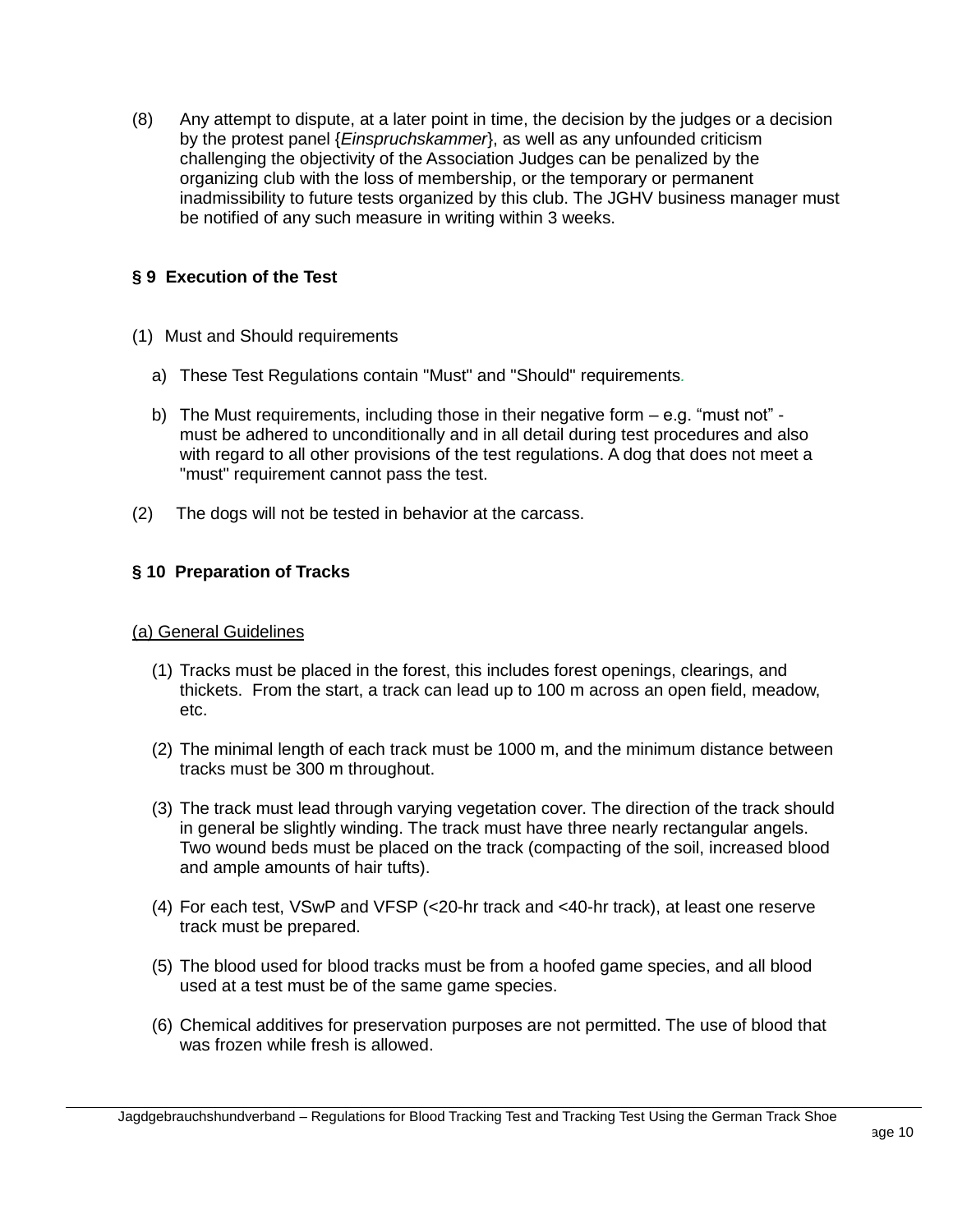(8) Any attempt to dispute, at a later point in time, the decision by the judges or a decision by the protest panel {*Einspruchskammer*}, as well as any unfounded criticism challenging the objectivity of the Association Judges can be penalized by the organizing club with the loss of membership, or the temporary or permanent inadmissibility to future tests organized by this club. The JGHV business manager must be notified of any such measure in writing within 3 weeks.

## § 9 Execution of the Test

(1) Must and Should requirements

a) These Test Regulations contain "Must" and "Should" requirements.

b) The Must requirements, including those in their negative form – e.g. "must not" - must be adhered to unconditionally and in all detail during test procedures and also with regard to all other provisions of the test regulations. A dog that does not meet a "must" requirement cannot pass the test.

(2) The dogs will not be tested in behavior at the carcass.

## § 10 Preparation of Tracks

<u>(a) General Guidelines</u>

(1) Tracks must be placed in the forest, this includes forest openings, clearings, and thickets. From the start, a track can lead up to 100 m across an open field, meadow, etc.

(2) The minimal length of each track must be 1000 m, and the minimum distance between tracks must be 300 m throughout.

(3) The track must lead through varying vegetation cover. The direction of the track should in general be slightly winding. The track must have three nearly rectangular angels. Two wound beds must be placed on the track (compacting of the soil, increased blood and ample amounts of hair tufts).

(4) For each test, VSwP and VFSP (<20-hr track and <40-hr track), at least one reserve track must be prepared.

(5) The blood used for blood tracks must be from a hoofed game species, and all blood used at a test must be of the same game species.

(6) Chemical additives for preservation purposes are not permitted. The use of blood that was frozen while fresh is allowed.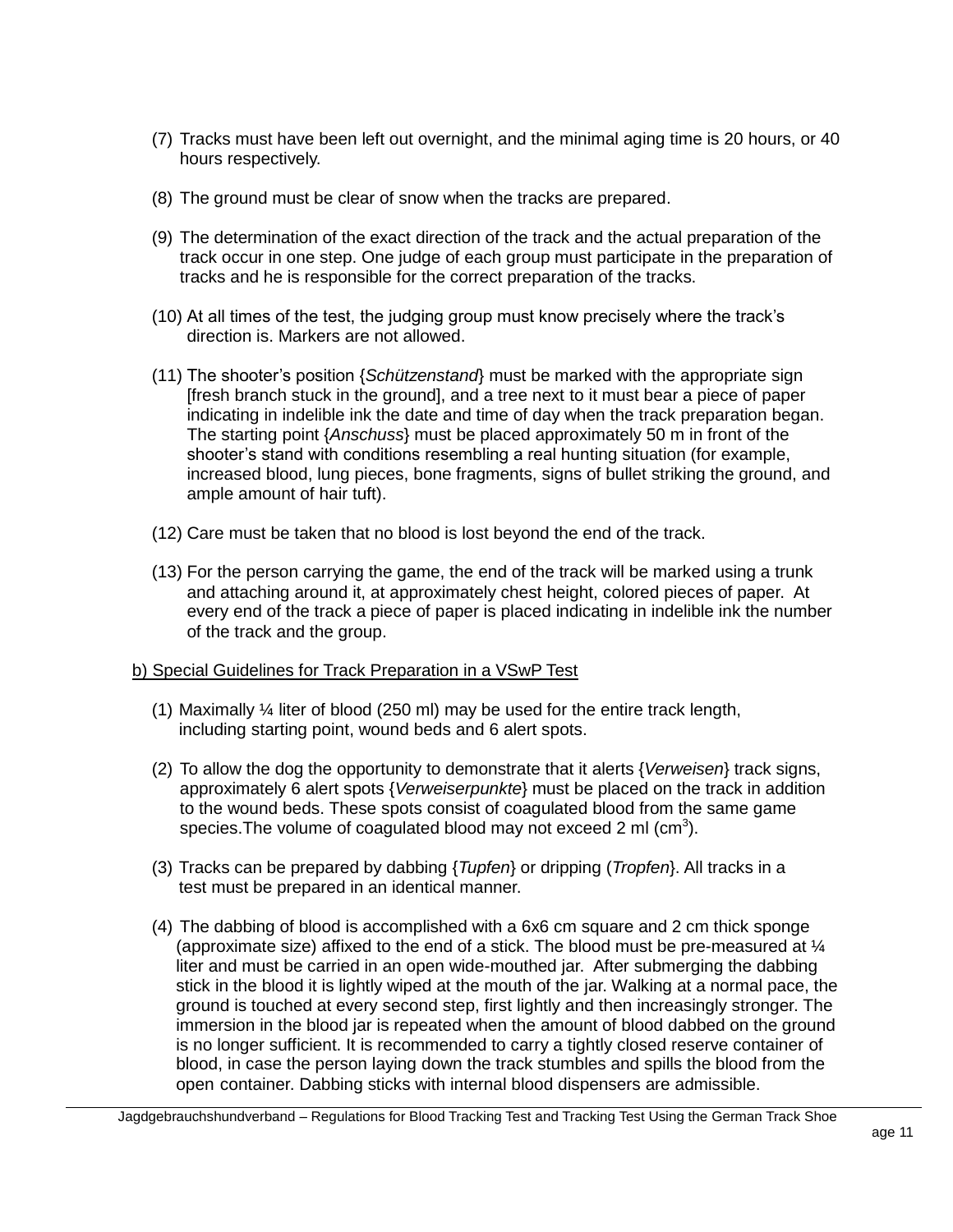(7) Tracks must have been left out overnight, and the minimal aging time is 20 hours, or 40 hours respectively.

(8) The ground must be clear of snow when the tracks are prepared.

(9) The determination of the exact direction of the track and the actual preparation of the track occur in one step. One judge of each group must participate in the preparation of tracks and he is responsible for the correct preparation of the tracks.

(10) At all times of the test, the judging group must know precisely where the track's direction is. Markers are not allowed.

(11) The shooter's position {*Schützenstand*} must be marked with the appropriate sign [fresh branch stuck in the ground], and a tree next to it must bear a piece of paper indicating in indelible ink the date and time of day when the track preparation began. The starting point {*Anschuss*} must be placed approximately 50 m in front of the shooter's stand with conditions resembling a real hunting situation (for example, increased blood, lung pieces, bone fragments, signs of bullet striking the ground, and ample amount of hair tuft).

(12) Care must be taken that no blood is lost beyond the end of the track.

(13) For the person carrying the game, the end of the track will be marked using a trunk and attaching around it, at approximately chest height, colored pieces of paper. At every end of the track a piece of paper is placed indicating in indelible ink the number of the track and the group.

b) Special Guidelines for Track Preparation in a VSwP Test

(1) Maximally ¼ liter of blood (250 ml) may be used for the entire track length, including starting point, wound beds and 6 alert spots.

(2) To allow the dog the opportunity to demonstrate that it alerts {*Verweisen*} track signs, approximately 6 alert spots {*Verweiserpunkte*} must be placed on the track in addition to the wound beds. These spots consist of coagulated blood from the same game species.The volume of coagulated blood may not exceed 2 ml ($cm^3$).

(3) Tracks can be prepared by dabbing {*Tupfen*} or dripping (*Tropfen*}. All tracks in a test must be prepared in an identical manner.

(4) The dabbing of blood is accomplished with a 6x6 cm square and 2 cm thick sponge (approximate size) affixed to the end of a stick. The blood must be pre-measured at ¼ liter and must be carried in an open wide-mouthed jar. After submerging the dabbing stick in the blood it is lightly wiped at the mouth of the jar. Walking at a normal pace, the ground is touched at every second step, first lightly and then increasingly stronger. The immersion in the blood jar is repeated when the amount of blood dabbed on the ground is no longer sufficient. It is recommended to carry a tightly closed reserve container of blood, in case the person laying down the track stumbles and spills the blood from the open container. Dabbing sticks with internal blood dispensers are admissible.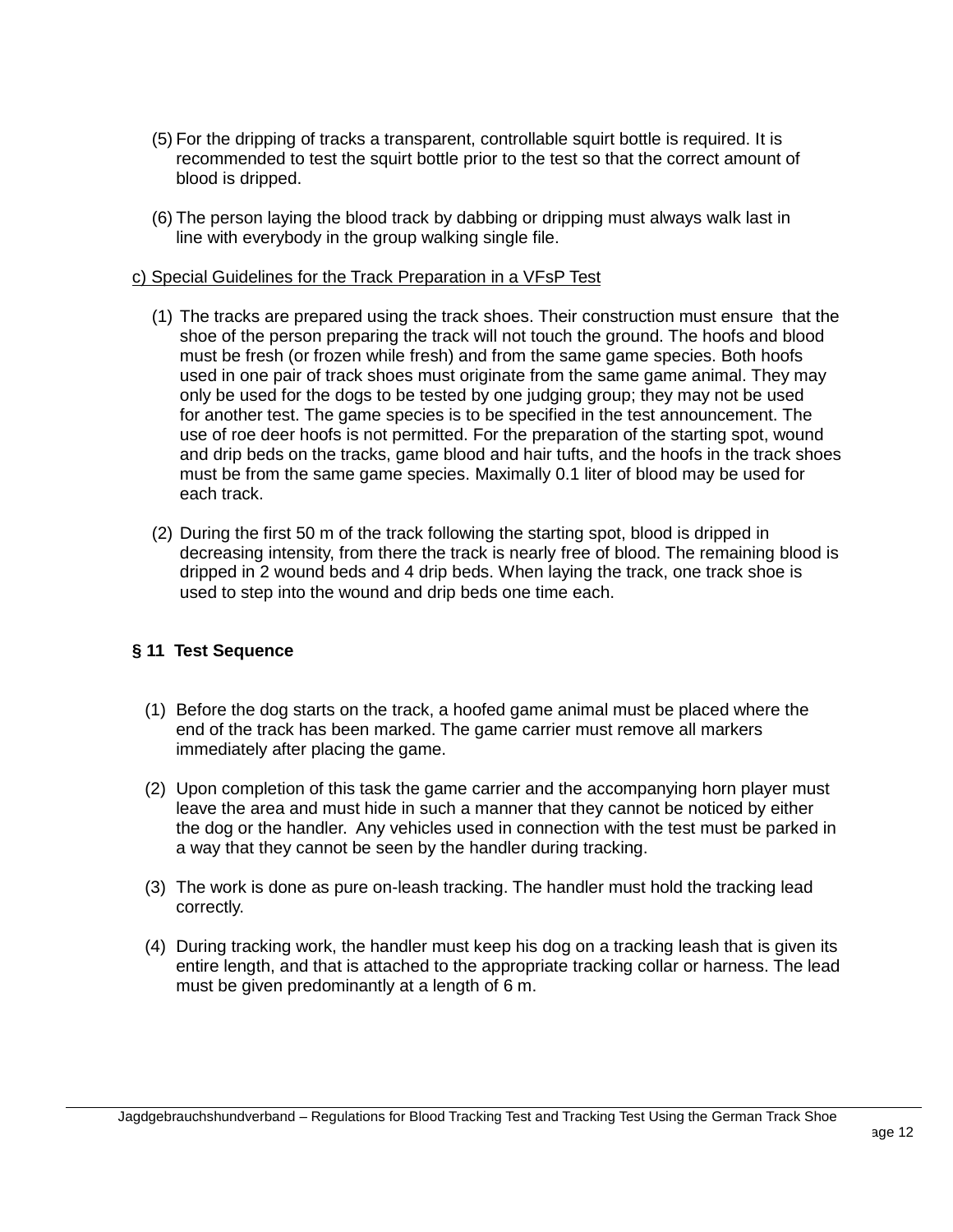(5) For the dripping of tracks a transparent, controllable squirt bottle is required. It is recommended to test the squirt bottle prior to the test so that the correct amount of blood is dripped.

(6) The person laying the blood track by dabbing or dripping must always walk last in line with everybody in the group walking single file.

c) Special Guidelines for the Track Preparation in a VFsP Test

(1) The tracks are prepared using the track shoes. Their construction must ensure that the shoe of the person preparing the track will not touch the ground. The hoofs and blood must be fresh (or frozen while fresh) and from the same game species. Both hoofs used in one pair of track shoes must originate from the same game animal. They may only be used for the dogs to be tested by one judging group; they may not be used for another test. The game species is to be specified in the test announcement. The use of roe deer hoofs is not permitted. For the preparation of the starting spot, wound and drip beds on the tracks, game blood and hair tufts, and the hoofs in the track shoes must be from the same game species. Maximally 0.1 liter of blood may be used for each track.

(2) During the first 50 m of the track following the starting spot, blood is dripped in decreasing intensity, from there the track is nearly free of blood. The remaining blood is dripped in 2 wound beds and 4 drip beds. When laying the track, one track shoe is used to step into the wound and drip beds one time each.

## § 11 Test Sequence

(1) Before the dog starts on the track, a hoofed game animal must be placed where the end of the track has been marked. The game carrier must remove all markers immediately after placing the game.

(2) Upon completion of this task the game carrier and the accompanying horn player must leave the area and must hide in such a manner that they cannot be noticed by either the dog or the handler. Any vehicles used in connection with the test must be parked in a way that they cannot be seen by the handler during tracking.

(3) The work is done as pure on-leash tracking. The handler must hold the tracking lead correctly.

(4) During tracking work, the handler must keep his dog on a tracking leash that is given its entire length, and that is attached to the appropriate tracking collar or harness. The lead must be given predominantly at a length of 6 m.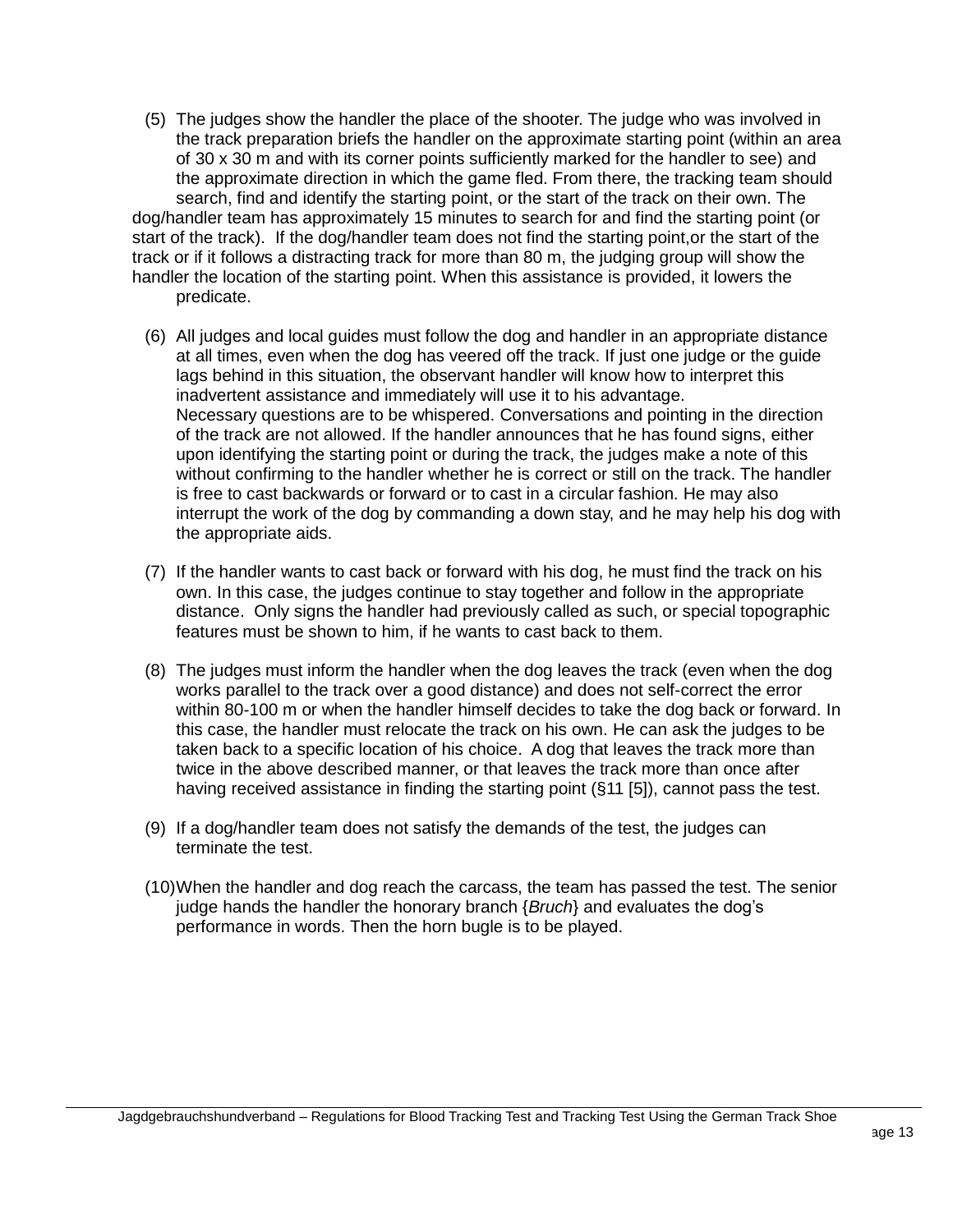(5) The judges show the handler the place of the shooter. The judge who was involved in the track preparation briefs the handler on the approximate starting point (within an area of 30 x 30 m and with its corner points sufficiently marked for the handler to see) and the approximate direction in which the game fled. From there, the tracking team should search, find and identify the starting point, or the start of the track on their own. The dog/handler team has approximately 15 minutes to search for and find the starting point (or start of the track). If the dog/handler team does not find the starting point,or the start of the track or if it follows a distracting track for more than 80 m, the judging group will show the handler the location of the starting point. When this assistance is provided, it lowers the predicate.

(6) All judges and local guides must follow the dog and handler in an appropriate distance at all times, even when the dog has veered off the track. If just one judge or the guide lags behind in this situation, the observant handler will know how to interpret this inadvertent assistance and immediately will use it to his advantage.
Necessary questions are to be whispered. Conversations and pointing in the direction of the track are not allowed. If the handler announces that he has found signs, either upon identifying the starting point or during the track, the judges make a note of this without confirming to the handler whether he is correct or still on the track. The handler is free to cast backwards or forward or to cast in a circular fashion. He may also interrupt the work of the dog by commanding a down stay, and he may help his dog with the appropriate aids.

(7) If the handler wants to cast back or forward with his dog, he must find the track on his own. In this case, the judges continue to stay together and follow in the appropriate distance. Only signs the handler had previously called as such, or special topographic features must be shown to him, if he wants to cast back to them.

(8) The judges must inform the handler when the dog leaves the track (even when the dog works parallel to the track over a good distance) and does not self-correct the error within 80-100 m or when the handler himself decides to take the dog back or forward. In this case, the handler must relocate the track on his own. He can ask the judges to be taken back to a specific location of his choice. A dog that leaves the track more than twice in the above described manner, or that leaves the track more than once after having received assistance in finding the starting point (§11 [5]), cannot pass the test.

(9) If a dog/handler team does not satisfy the demands of the test, the judges can terminate the test.

(10) When the handler and dog reach the carcass, the team has passed the test. The senior judge hands the handler the honorary branch {*Bruch*} and evaluates the dog's performance in words. Then the horn bugle is to be played.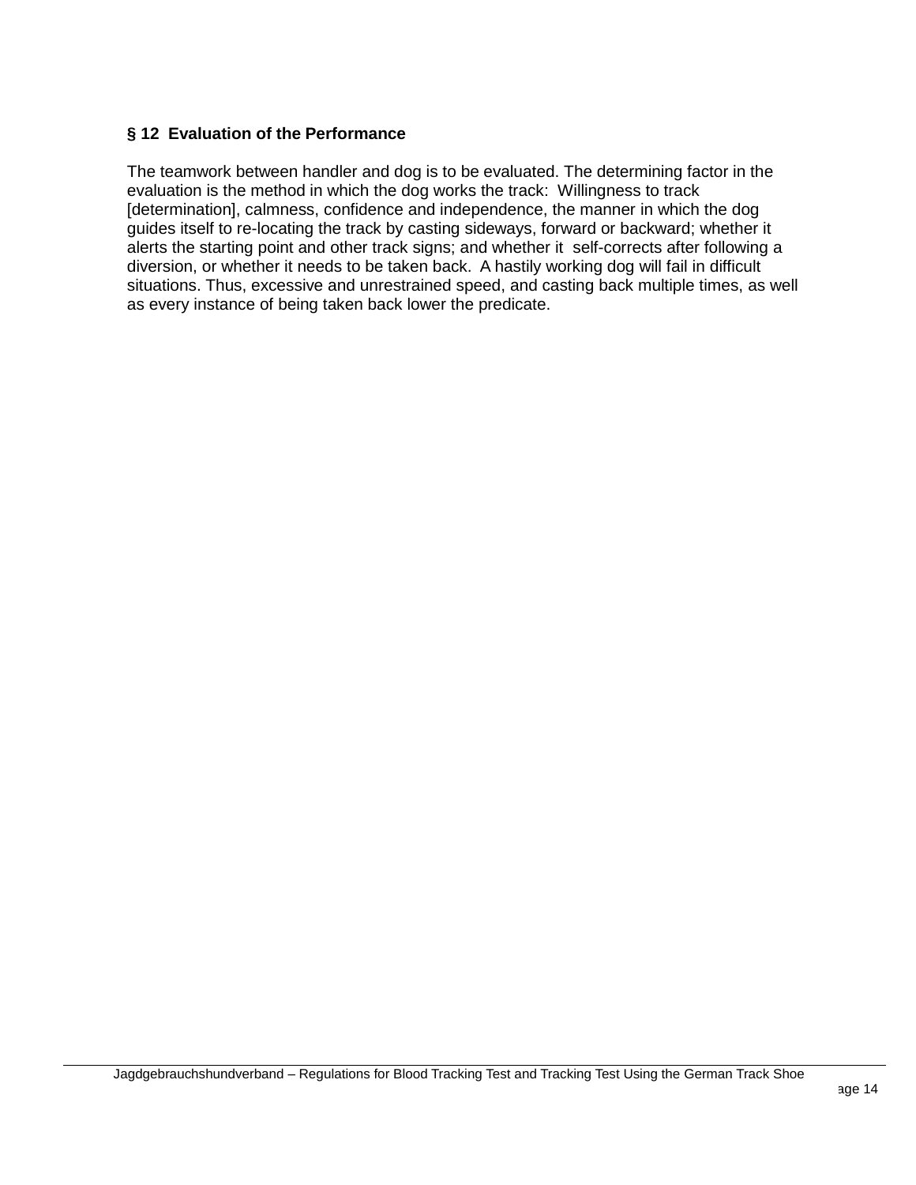### § 12 Evaluation of the Performance

The teamwork between handler and dog is to be evaluated. The determining factor in the evaluation is the method in which the dog works the track: Willingness to track [determination], calmness, confidence and independence, the manner in which the dog guides itself to re-locating the track by casting sideways, forward or backward; whether it alerts the starting point and other track signs; and whether it self-corrects after following a diversion, or whether it needs to be taken back. A hastily working dog will fail in difficult situations. Thus, excessive and unrestrained speed, and casting back multiple times, as well as every instance of being taken back lower the predicate.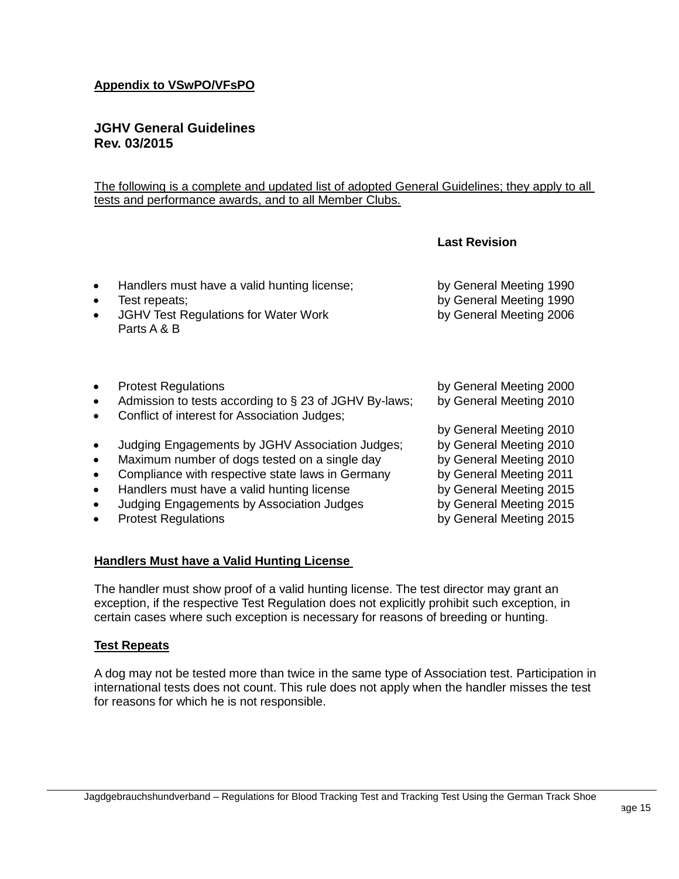**Appendix to VSwPO/VFsPO**

**JGHV General Guidelines**
**Rev. 03/2015**

The following is a complete and updated list of adopted General Guidelines; they apply to all tests and performance awards, and to all Member Clubs.

| | **Last Revision** |
|---|---|
| • Handlers must have a valid hunting license; | by General Meeting 1990 |
| • Test repeats; | by General Meeting 1990 |
| • JGHV Test Regulations for Water Work Parts A & B | by General Meeting 2006 |
| | |
| • Protest Regulations | by General Meeting 2000 |
| • Admission to tests according to § 23 of JGHV By-laws; | by General Meeting 2010 |
| • Conflict of interest for Association Judges; | by General Meeting 2010 |
| • Judging Engagements by JGHV Association Judges; | by General Meeting 2010 |
| • Maximum number of dogs tested on a single day | by General Meeting 2010 |
| • Compliance with respective state laws in Germany | by General Meeting 2011 |
| • Handlers must have a valid hunting license | by General Meeting 2015 |
| • Judging Engagements by Association Judges | by General Meeting 2015 |
| • Protest Regulations | by General Meeting 2015 |

**Handlers Must have a Valid Hunting License**

The handler must show proof of a valid hunting license. The test director may grant an exception, if the respective Test Regulation does not explicitly prohibit such exception, in certain cases where such exception is necessary for reasons of breeding or hunting.

**Test Repeats**

A dog may not be tested more than twice in the same type of Association test. Participation in international tests does not count. This rule does not apply when the handler misses the test for reasons for which he is not responsible.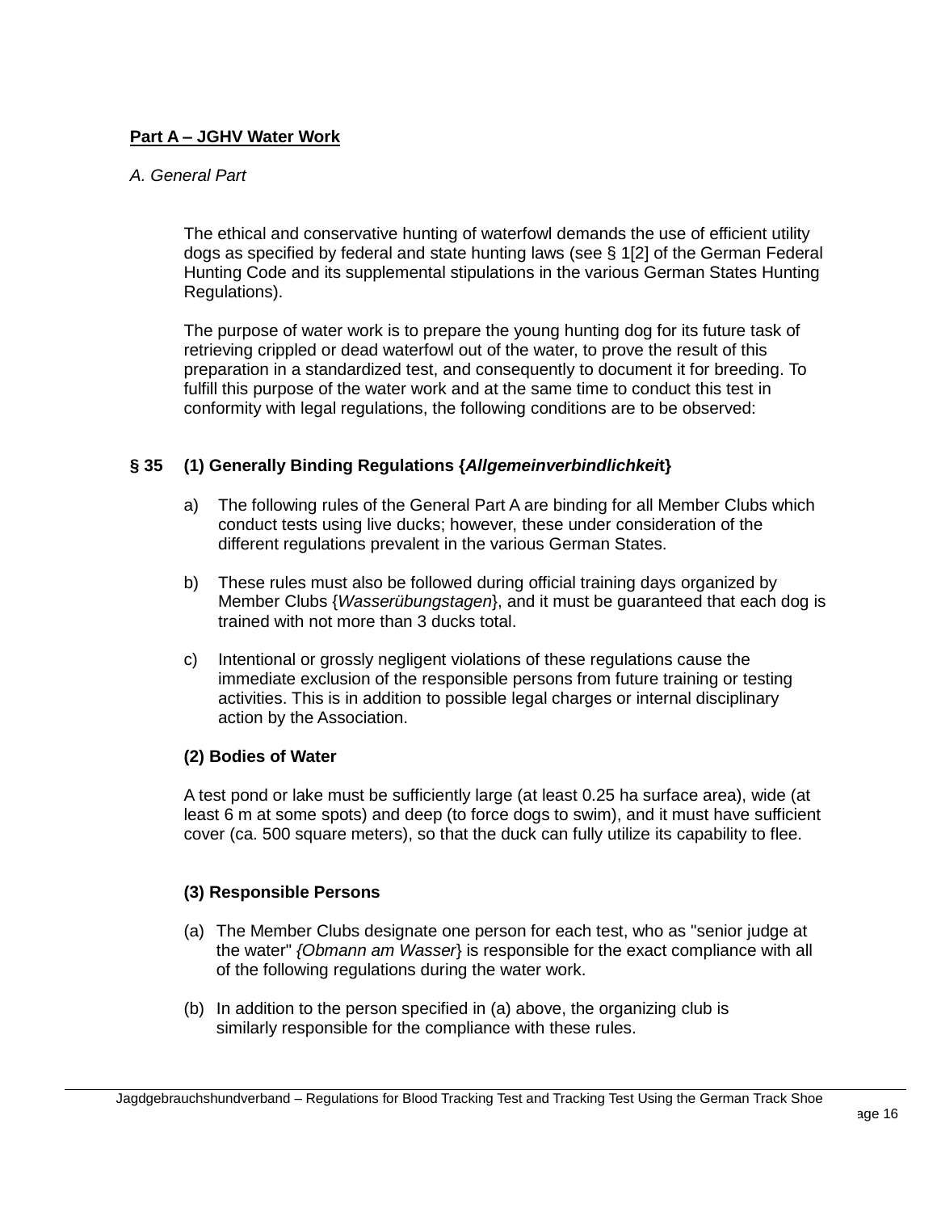**Part A – JGHV Water Work**

*A. General Part*

The ethical and conservative hunting of waterfowl demands the use of efficient utility dogs as specified by federal and state hunting laws (see § 1[2] of the German Federal Hunting Code and its supplemental stipulations in the various German States Hunting Regulations).

The purpose of water work is to prepare the young hunting dog for its future task of retrieving crippled or dead waterfowl out of the water, to prove the result of this preparation in a standardized test, and consequently to document it for breeding. To fulfill this purpose of the water work and at the same time to conduct this test in conformity with legal regulations, the following conditions are to be observed:

**§ 35 (1) Generally Binding Regulations {*Allgemeinverbindlichkeit*}**

a) The following rules of the General Part A are binding for all Member Clubs which conduct tests using live ducks; however, these under consideration of the different regulations prevalent in the various German States.

b) These rules must also be followed during official training days organized by Member Clubs {*Wasserübungstagen*}, and it must be guaranteed that each dog is trained with not more than 3 ducks total.

c) Intentional or grossly negligent violations of these regulations cause the immediate exclusion of the responsible persons from future training or testing activities. This is in addition to possible legal charges or internal disciplinary action by the Association.

**(2) Bodies of Water**

A test pond or lake must be sufficiently large (at least 0.25 ha surface area), wide (at least 6 m at some spots) and deep (to force dogs to swim), and it must have sufficient cover (ca. 500 square meters), so that the duck can fully utilize its capability to flee.

**(3) Responsible Persons**

(a) The Member Clubs designate one person for each test, who as "senior judge at the water" *{Obmann am Wasser*} is responsible for the exact compliance with all of the following regulations during the water work.

(b) In addition to the person specified in (a) above, the organizing club is similarly responsible for the compliance with these rules.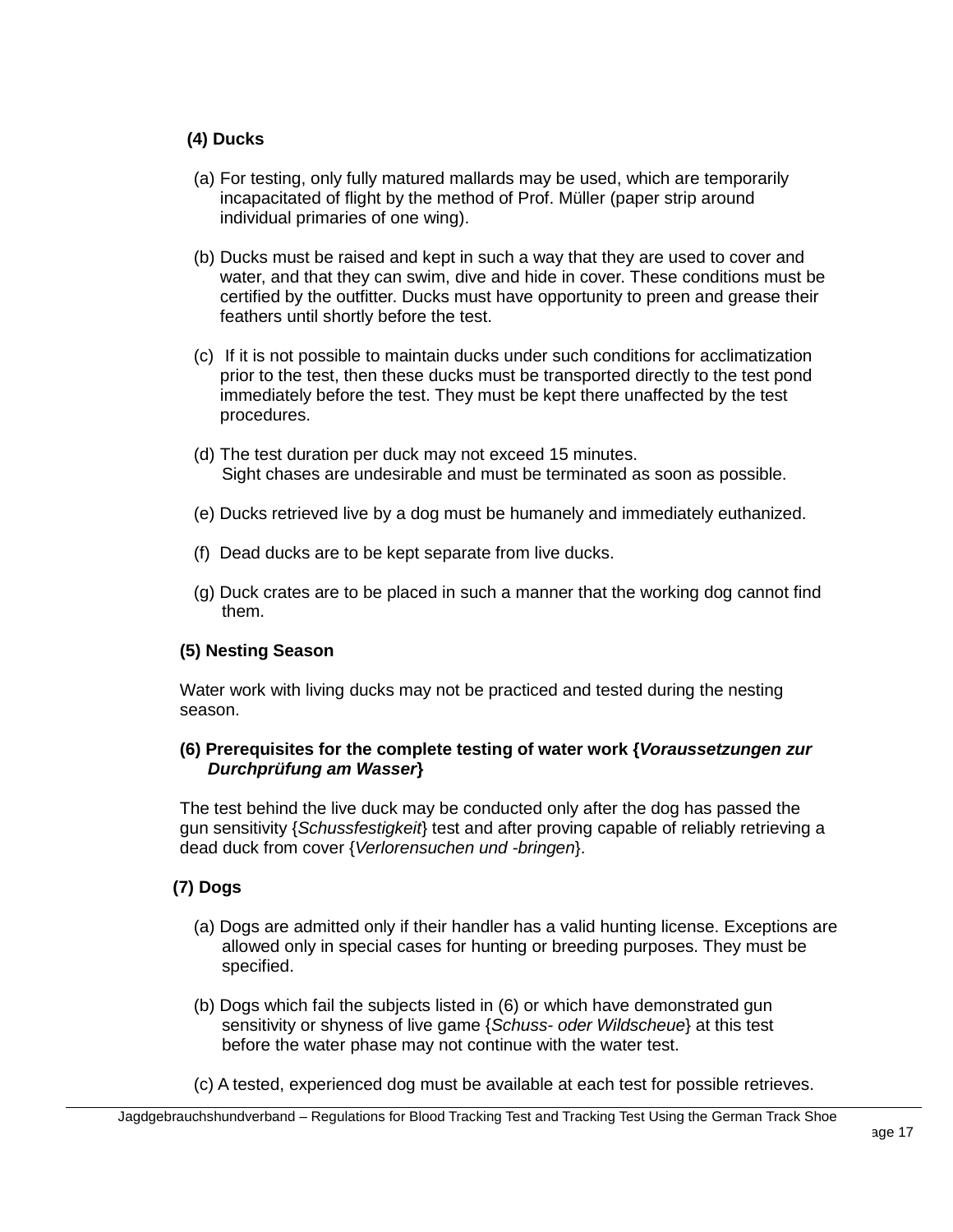**(4) Ducks**

(a) For testing, only fully matured mallards may be used, which are temporarily incapacitated of flight by the method of Prof. Müller (paper strip around individual primaries of one wing).

(b) Ducks must be raised and kept in such a way that they are used to cover and water, and that they can swim, dive and hide in cover. These conditions must be certified by the outfitter. Ducks must have opportunity to preen and grease their feathers until shortly before the test.

(c) If it is not possible to maintain ducks under such conditions for acclimatization prior to the test, then these ducks must be transported directly to the test pond immediately before the test. They must be kept there unaffected by the test procedures.

(d) The test duration per duck may not exceed 15 minutes.
Sight chases are undesirable and must be terminated as soon as possible.

(e) Ducks retrieved live by a dog must be humanely and immediately euthanized.

(f) Dead ducks are to be kept separate from live ducks.

(g) Duck crates are to be placed in such a manner that the working dog cannot find them.

**(5) Nesting Season**

Water work with living ducks may not be practiced and tested during the nesting season.

**(6) Prerequisites for the complete testing of water work {*Voraussetzungen zur Durchprüfung am Wasser*}**

The test behind the live duck may be conducted only after the dog has passed the gun sensitivity {*Schussfestigkeit*} test and after proving capable of reliably retrieving a dead duck from cover {*Verlorensuchen und -bringen*}.

**(7) Dogs**

(a) Dogs are admitted only if their handler has a valid hunting license. Exceptions are allowed only in special cases for hunting or breeding purposes. They must be specified.

(b) Dogs which fail the subjects listed in (6) or which have demonstrated gun sensitivity or shyness of live game {*Schuss- oder Wildscheue*} at this test before the water phase may not continue with the water test.

(c) A tested, experienced dog must be available at each test for possible retrieves.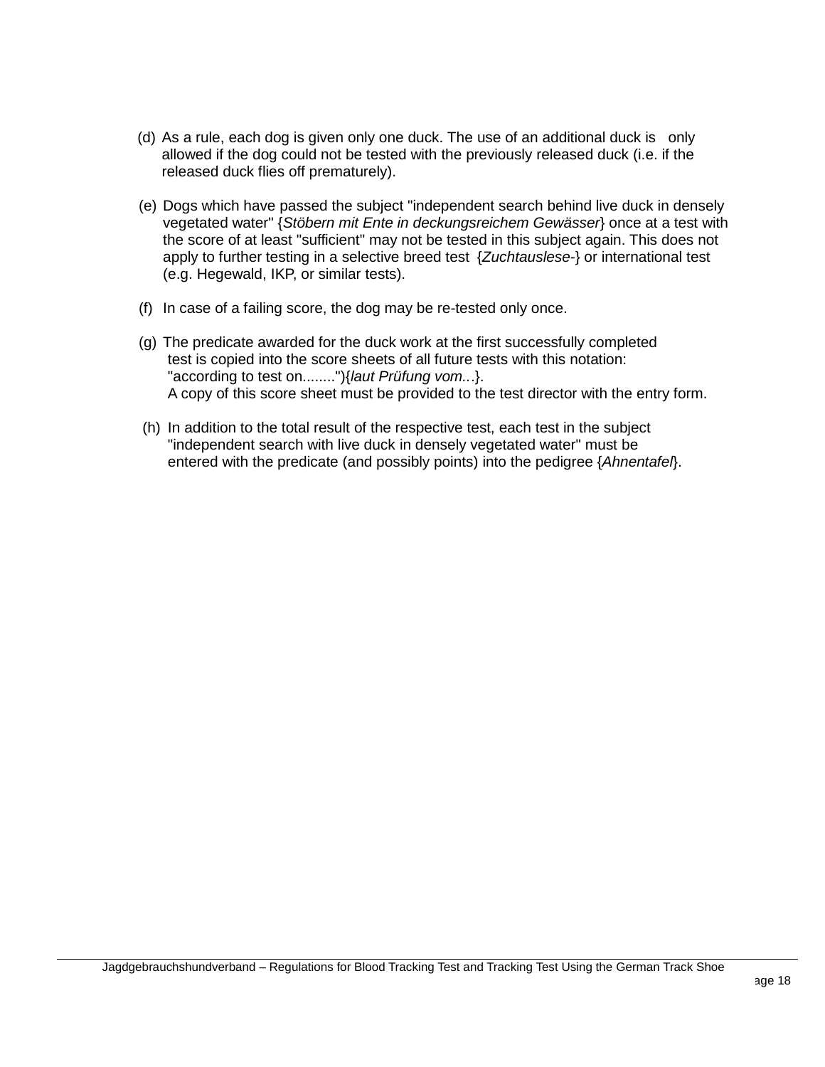(d) As a rule, each dog is given only one duck. The use of an additional duck is only allowed if the dog could not be tested with the previously released duck (i.e. if the released duck flies off prematurely).

(e) Dogs which have passed the subject "independent search behind live duck in densely vegetated water" {*Stöbern mit Ente in deckungsreichem Gewässer*} once at a test with the score of at least "sufficient" may not be tested in this subject again. This does not apply to further testing in a selective breed test {*Zuchtauslese-*} or international test (e.g. Hegewald, IKP, or similar tests).

(f) In case of a failing score, the dog may be re-tested only once.

(g) The predicate awarded for the duck work at the first successfully completed test is copied into the score sheets of all future tests with this notation: "according to test on........"){*laut Prüfung vom...*}.
A copy of this score sheet must be provided to the test director with the entry form.

(h) In addition to the total result of the respective test, each test in the subject "independent search with live duck in densely vegetated water" must be entered with the predicate (and possibly points) into the pedigree {*Ahnentafel*}.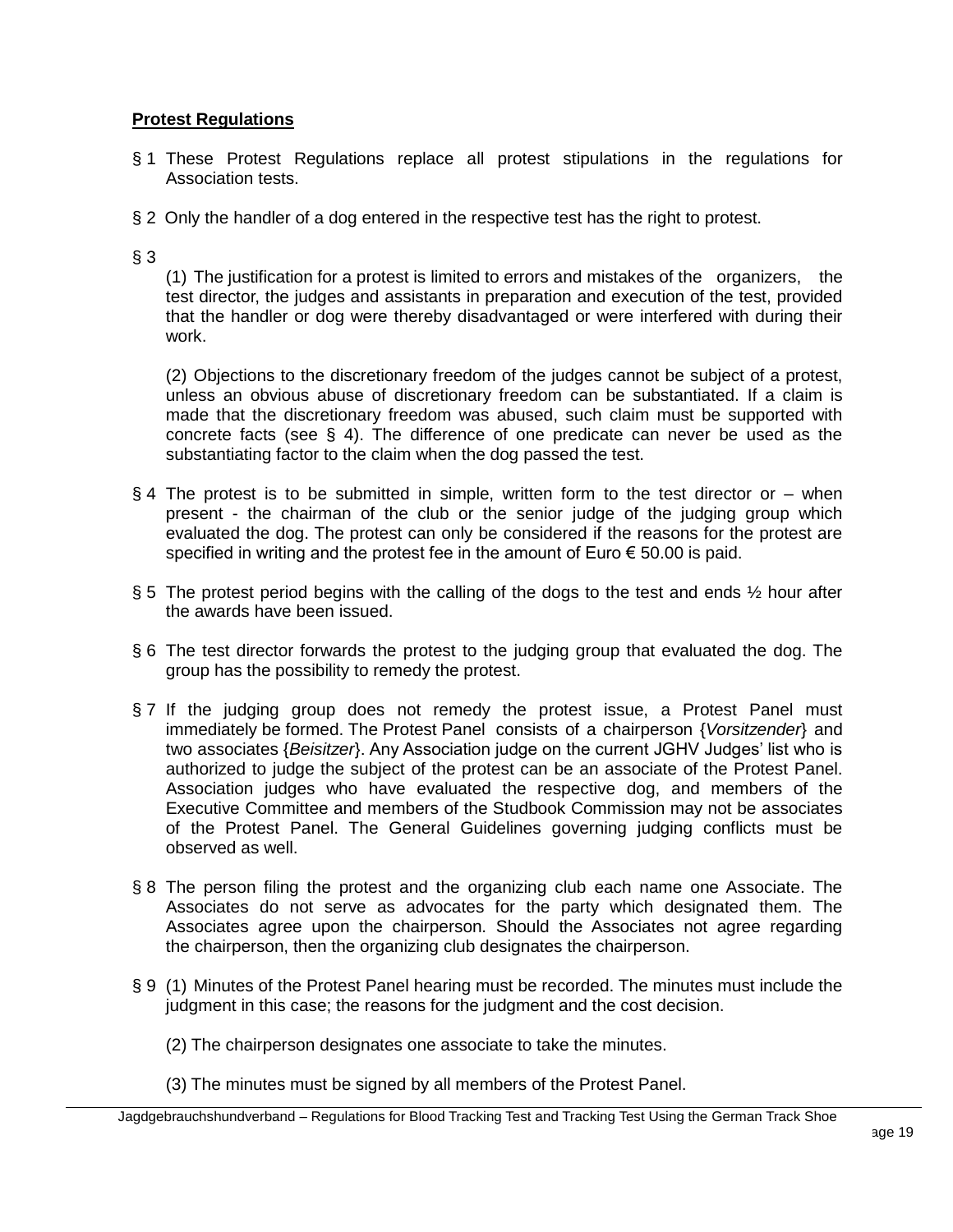**Protest Regulations**

§ 1 These Protest Regulations replace all protest stipulations in the regulations for Association tests.

§ 2 Only the handler of a dog entered in the respective test has the right to protest.

§ 3

(1) The justification for a protest is limited to errors and mistakes of the organizers, the test director, the judges and assistants in preparation and execution of the test, provided that the handler or dog were thereby disadvantaged or were interfered with during their work.

(2) Objections to the discretionary freedom of the judges cannot be subject of a protest, unless an obvious abuse of discretionary freedom can be substantiated. If a claim is made that the discretionary freedom was abused, such claim must be supported with concrete facts (see § 4). The difference of one predicate can never be used as the substantiating factor to the claim when the dog passed the test.

§ 4 The protest is to be submitted in simple, written form to the test director or – when present - the chairman of the club or the senior judge of the judging group which evaluated the dog. The protest can only be considered if the reasons for the protest are specified in writing and the protest fee in the amount of Euro € 50.00 is paid.

§ 5 The protest period begins with the calling of the dogs to the test and ends ½ hour after the awards have been issued.

§ 6 The test director forwards the protest to the judging group that evaluated the dog. The group has the possibility to remedy the protest.

§ 7 If the judging group does not remedy the protest issue, a Protest Panel must immediately be formed. The Protest Panel consists of a chairperson {*Vorsitzender*} and two associates {*Beisitzer*}. Any Association judge on the current JGHV Judges' list who is authorized to judge the subject of the protest can be an associate of the Protest Panel. Association judges who have evaluated the respective dog, and members of the Executive Committee and members of the Studbook Commission may not be associates of the Protest Panel. The General Guidelines governing judging conflicts must be observed as well.

§ 8 The person filing the protest and the organizing club each name one Associate. The Associates do not serve as advocates for the party which designated them. The Associates agree upon the chairperson. Should the Associates not agree regarding the chairperson, then the organizing club designates the chairperson.

§ 9 (1) Minutes of the Protest Panel hearing must be recorded. The minutes must include the judgment in this case; the reasons for the judgment and the cost decision.

(2) The chairperson designates one associate to take the minutes.

(3) The minutes must be signed by all members of the Protest Panel.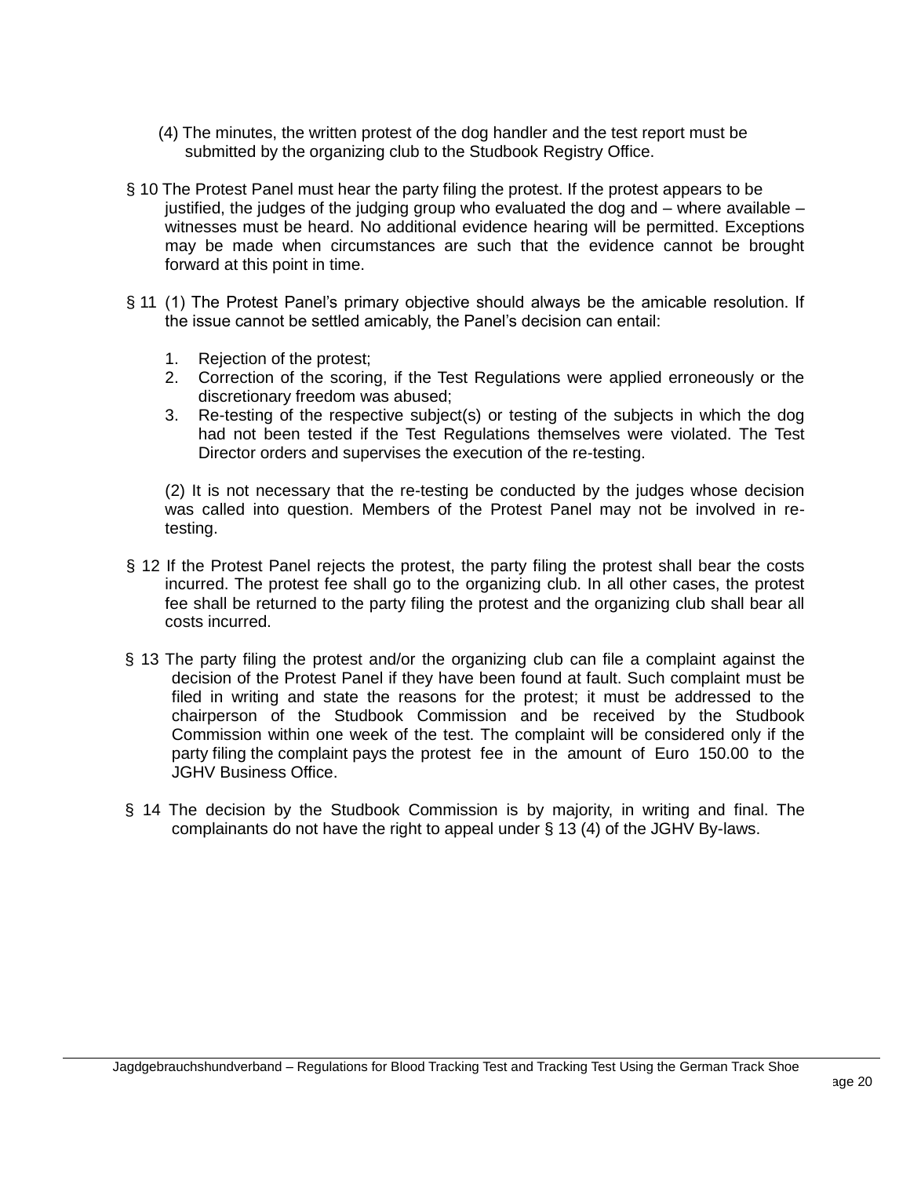(4) The minutes, the written protest of the dog handler and the test report must be submitted by the organizing club to the Studbook Registry Office.

§ 10 The Protest Panel must hear the party filing the protest. If the protest appears to be justified, the judges of the judging group who evaluated the dog and – where available – witnesses must be heard. No additional evidence hearing will be permitted. Exceptions may be made when circumstances are such that the evidence cannot be brought forward at this point in time.

§ 11 (1) The Protest Panel's primary objective should always be the amicable resolution. If the issue cannot be settled amicably, the Panel's decision can entail:

1. Rejection of the protest;
2. Correction of the scoring, if the Test Regulations were applied erroneously or the discretionary freedom was abused;
3. Re-testing of the respective subject(s) or testing of the subjects in which the dog had not been tested if the Test Regulations themselves were violated. The Test Director orders and supervises the execution of the re-testing.

(2) It is not necessary that the re-testing be conducted by the judges whose decision was called into question. Members of the Protest Panel may not be involved in re-testing.

§ 12 If the Protest Panel rejects the protest, the party filing the protest shall bear the costs incurred. The protest fee shall go to the organizing club. In all other cases, the protest fee shall be returned to the party filing the protest and the organizing club shall bear all costs incurred.

§ 13 The party filing the protest and/or the organizing club can file a complaint against the decision of the Protest Panel if they have been found at fault. Such complaint must be filed in writing and state the reasons for the protest; it must be addressed to the chairperson of the Studbook Commission and be received by the Studbook Commission within one week of the test. The complaint will be considered only if the party filing the complaint pays the protest fee in the amount of Euro 150.00 to the JGHV Business Office.

§ 14 The decision by the Studbook Commission is by majority, in writing and final. The complainants do not have the right to appeal under § 13 (4) of the JGHV By-laws.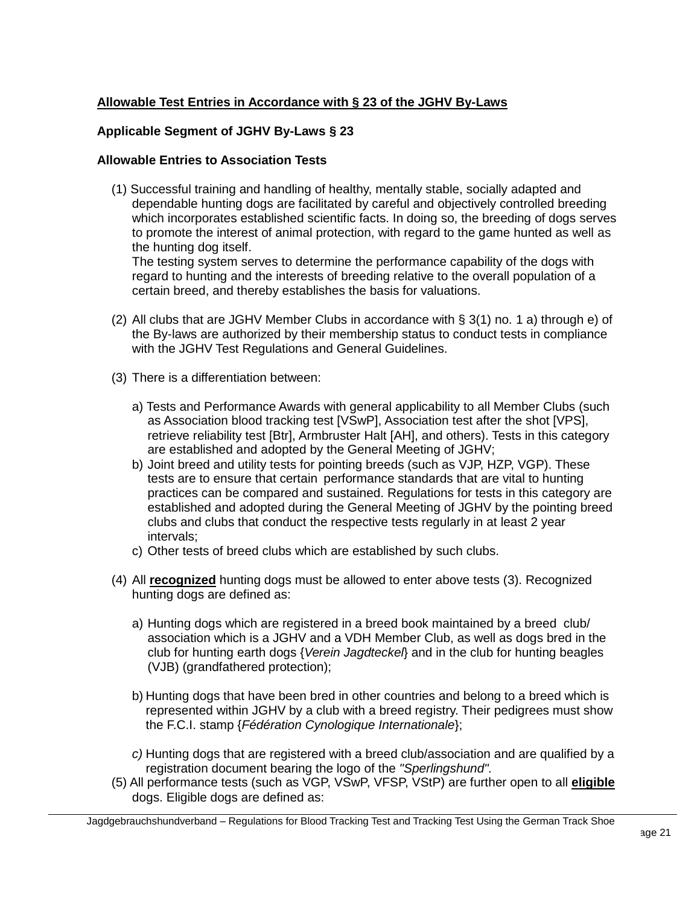**Allowable Test Entries in Accordance with § 23 of the JGHV By-Laws**

**Applicable Segment of JGHV By-Laws § 23**

**Allowable Entries to Association Tests**

(1) Successful training and handling of healthy, mentally stable, socially adapted and dependable hunting dogs are facilitated by careful and objectively controlled breeding which incorporates established scientific facts. In doing so, the breeding of dogs serves to promote the interest of animal protection, with regard to the game hunted as well as the hunting dog itself.
The testing system serves to determine the performance capability of the dogs with regard to hunting and the interests of breeding relative to the overall population of a certain breed, and thereby establishes the basis for valuations.

(2) All clubs that are JGHV Member Clubs in accordance with § 3(1) no. 1 a) through e) of the By-laws are authorized by their membership status to conduct tests in compliance with the JGHV Test Regulations and General Guidelines.

(3) There is a differentiation between:

a) Tests and Performance Awards with general applicability to all Member Clubs (such as Association blood tracking test [VSwP], Association test after the shot [VPS], retrieve reliability test [Btr], Armbruster Halt [AH], and others). Tests in this category are established and adopted by the General Meeting of JGHV;
b) Joint breed and utility tests for pointing breeds (such as VJP, HZP, VGP). These tests are to ensure that certain performance standards that are vital to hunting practices can be compared and sustained. Regulations for tests in this category are established and adopted during the General Meeting of JGHV by the pointing breed clubs and clubs that conduct the respective tests regularly in at least 2 year intervals;
c) Other tests of breed clubs which are established by such clubs.

(4) All **recognized** hunting dogs must be allowed to enter above tests (3). Recognized hunting dogs are defined as:

a) Hunting dogs which are registered in a breed book maintained by a breed club/ association which is a JGHV and a VDH Member Club, as well as dogs bred in the club for hunting earth dogs {*Verein Jagdteckel*} and in the club for hunting beagles (VJB) (grandfathered protection);

b) Hunting dogs that have been bred in other countries and belong to a breed which is represented within JGHV by a club with a breed registry. Their pedigrees must show the F.C.I. stamp {*Fédération Cynologique Internationale*};

*c)* Hunting dogs that are registered with a breed club/association and are qualified by a registration document bearing the logo of the *"Sperlingshund".*

(5) All performance tests (such as VGP, VSwP, VFSP, VStP) are further open to all **eligible** dogs. Eligible dogs are defined as: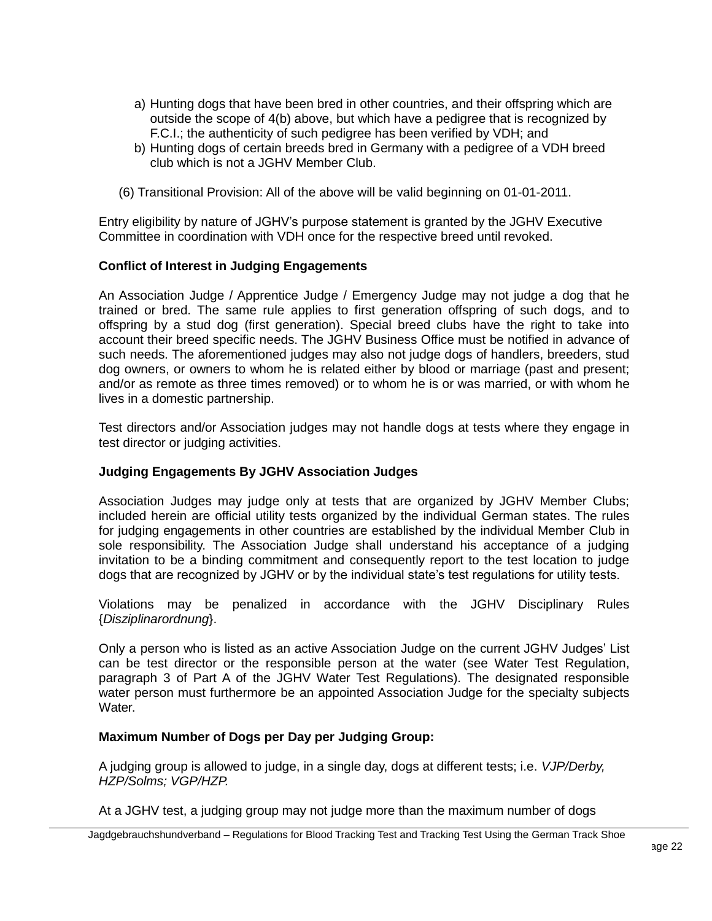a) Hunting dogs that have been bred in other countries, and their offspring which are outside the scope of 4(b) above, but which have a pedigree that is recognized by F.C.I.; the authenticity of such pedigree has been verified by VDH; and
b) Hunting dogs of certain breeds bred in Germany with a pedigree of a VDH breed club which is not a JGHV Member Club.

(6) Transitional Provision: All of the above will be valid beginning on 01-01-2011.

Entry eligibility by nature of JGHV's purpose statement is granted by the JGHV Executive Committee in coordination with VDH once for the respective breed until revoked.

**Conflict of Interest in Judging Engagements**

An Association Judge / Apprentice Judge / Emergency Judge may not judge a dog that he trained or bred. The same rule applies to first generation offspring of such dogs, and to offspring by a stud dog (first generation). Special breed clubs have the right to take into account their breed specific needs. The JGHV Business Office must be notified in advance of such needs. The aforementioned judges may also not judge dogs of handlers, breeders, stud dog owners, or owners to whom he is related either by blood or marriage (past and present; and/or as remote as three times removed) or to whom he is or was married, or with whom he lives in a domestic partnership.

Test directors and/or Association judges may not handle dogs at tests where they engage in test director or judging activities.

**Judging Engagements By JGHV Association Judges**

Association Judges may judge only at tests that are organized by JGHV Member Clubs; included herein are official utility tests organized by the individual German states. The rules for judging engagements in other countries are established by the individual Member Club in sole responsibility. The Association Judge shall understand his acceptance of a judging invitation to be a binding commitment and consequently report to the test location to judge dogs that are recognized by JGHV or by the individual state's test regulations for utility tests.

Violations may be penalized in accordance with the JGHV Disciplinary Rules {*Disziplinarordnung*}.

Only a person who is listed as an active Association Judge on the current JGHV Judges' List can be test director or the responsible person at the water (see Water Test Regulation, paragraph 3 of Part A of the JGHV Water Test Regulations). The designated responsible water person must furthermore be an appointed Association Judge for the specialty subjects Water.

**Maximum Number of Dogs per Day per Judging Group:**

A judging group is allowed to judge, in a single day, dogs at different tests; i.e. *VJP/Derby, HZP/Solms; VGP/HZP.*

At a JGHV test, a judging group may not judge more than the maximum number of dogs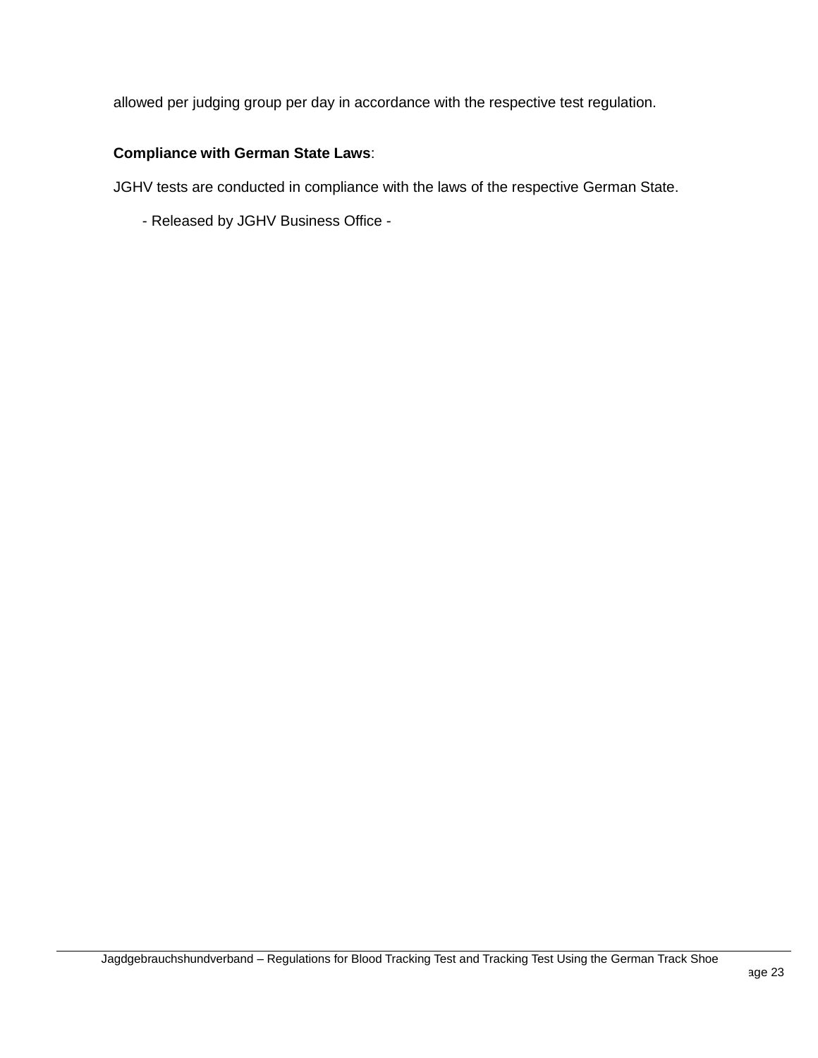allowed per judging group per day in accordance with the respective test regulation.

**Compliance with German State Laws**:

JGHV tests are conducted in compliance with the laws of the respective German State.

- Released by JGHV Business Office -